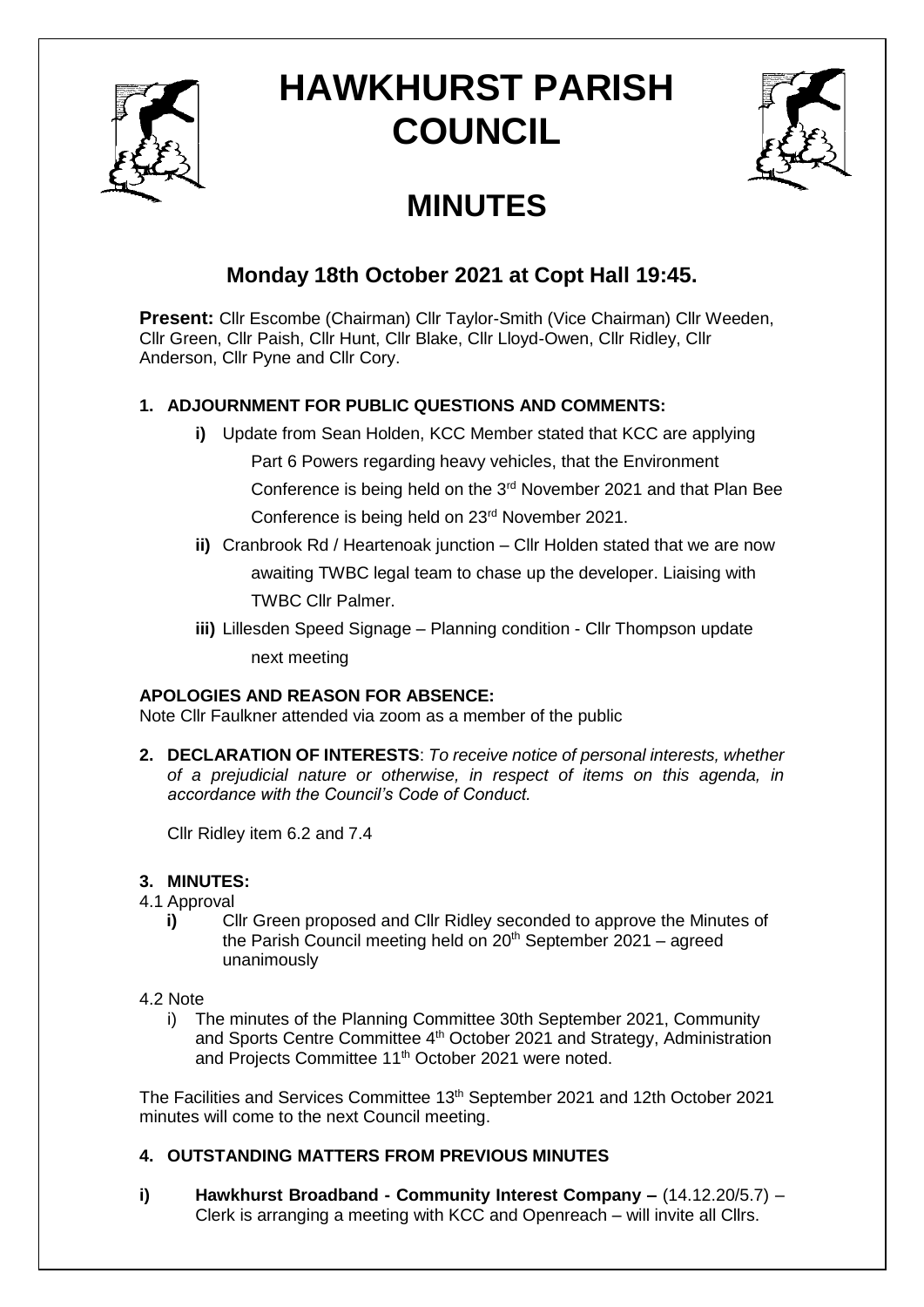# HAWKHURST PARISH COUNCIL

# MINUTES

## Monday 18th October 2021 at Copt Hall 19:45.

**Present:** Cllr Escombe (Chairman) Cllr Taylor-Smith (Vice Chairman) Cllr Weeden, Cllr Green, Cllr Paish, Cllr Hunt, Cllr Blake, Cllr Lloyd-Owen, Cllr Ridley, Cllr Anderson, Cllr Pyne and Cllr Cory.

**1. ADJOURNMENT FOR PUBLIC QUESTIONS AND COMMENTS:**

- **i)** Update from Sean Holden, KCC Member stated that KCC are applying Part 6 Powers regarding heavy vehicles, that the Environment Conference is being held on the 3rd November 2021 and that Plan Bee Conference is being held on 23rd November 2021.
- **ii)** Cranbrook Rd / Heartenoak junction – Cllr Holden stated that we are now awaiting TWBC legal team to chase up the developer. Liaising with TWBC Cllr Palmer.
- **iii)** Lillesden Speed Signage – Planning condition - Cllr Thompson update next meeting

**APOLOGIES AND REASON FOR ABSENCE:**

Note Cllr Faulkner attended via zoom as a member of the public

**2. DECLARATION OF INTERESTS**: *To receive notice of personal interests, whether of a prejudicial nature or otherwise, in respect of items on this agenda, in accordance with the Council's Code of Conduct.*

Cllr Ridley item 6.2 and 7.4

**3. MINUTES:**

4.1 Approval

- **i)** Cllr Green proposed and Cllr Ridley seconded to approve the Minutes of the Parish Council meeting held on 20th September 2021 – agreed unanimously

4.2 Note

- i) The minutes of the Planning Committee 30th September 2021, Community and Sports Centre Committee 4th October 2021 and Strategy, Administration and Projects Committee 11th October 2021 were noted.

The Facilities and Services Committee 13th September 2021 and 12th October 2021 minutes will come to the next Council meeting.

**4. OUTSTANDING MATTERS FROM PREVIOUS MINUTES**

- **i) Hawkhurst Broadband - Community Interest Company –** (14.12.20/5.7) – Clerk is arranging a meeting with KCC and Openreach – will invite all Cllrs.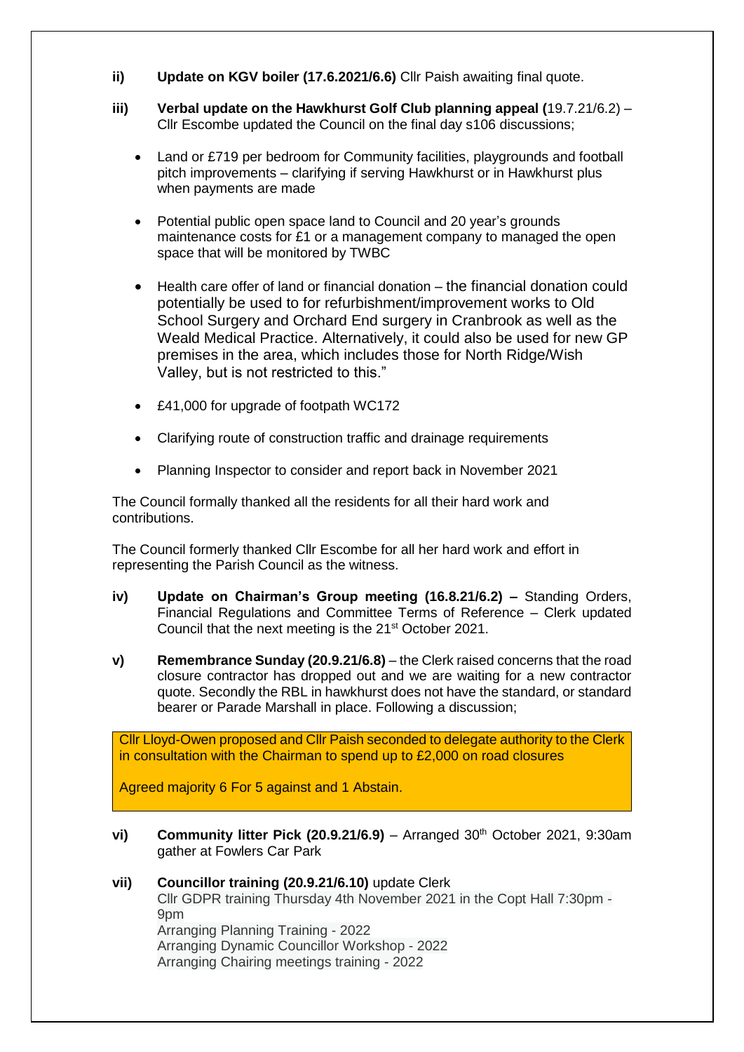**ii) Update on KGV boiler (17.6.2021/6.6)** Cllr Paish awaiting final quote.

**iii) Verbal update on the Hawkhurst Golf Club planning appeal (**19.7.21/6.2) – Cllr Escombe updated the Council on the final day s106 discussions;

- Land or £719 per bedroom for Community facilities, playgrounds and football pitch improvements – clarifying if serving Hawkhurst or in Hawkhurst plus when payments are made
- Potential public open space land to Council and 20 year's grounds maintenance costs for £1 or a management company to managed the open space that will be monitored by TWBC
- Health care offer of land or financial donation – the financial donation could potentially be used to for refurbishment/improvement works to Old School Surgery and Orchard End surgery in Cranbrook as well as the Weald Medical Practice. Alternatively, it could also be used for new GP premises in the area, which includes those for North Ridge/Wish Valley, but is not restricted to this."
- £41,000 for upgrade of footpath WC172
- Clarifying route of construction traffic and drainage requirements
- Planning Inspector to consider and report back in November 2021

The Council formally thanked all the residents for all their hard work and contributions.

The Council formerly thanked Cllr Escombe for all her hard work and effort in representing the Parish Council as the witness.

**iv) Update on Chairman's Group meeting (16.8.21/6.2) –** Standing Orders, Financial Regulations and Committee Terms of Reference – Clerk updated Council that the next meeting is the 21st October 2021.

**v) Remembrance Sunday (20.9.21/6.8)** – the Clerk raised concerns that the road closure contractor has dropped out and we are waiting for a new contractor quote. Secondly the RBL in hawkhurst does not have the standard, or standard bearer or Parade Marshall in place. Following a discussion;

Cllr Lloyd-Owen proposed and Cllr Paish seconded to delegate authority to the Clerk in consultation with the Chairman to spend up to £2,000 on road closures

Agreed majority 6 For 5 against and 1 Abstain.

**vi) Community litter Pick (20.9.21/6.9)** – Arranged 30th October 2021, 9:30am gather at Fowlers Car Park

**vii) Councillor training (20.9.21/6.10)** update Clerk
Cllr GDPR training Thursday 4th November 2021 in the Copt Hall 7:30pm - 9pm
Arranging Planning Training - 2022
Arranging Dynamic Councillor Workshop - 2022
Arranging Chairing meetings training - 2022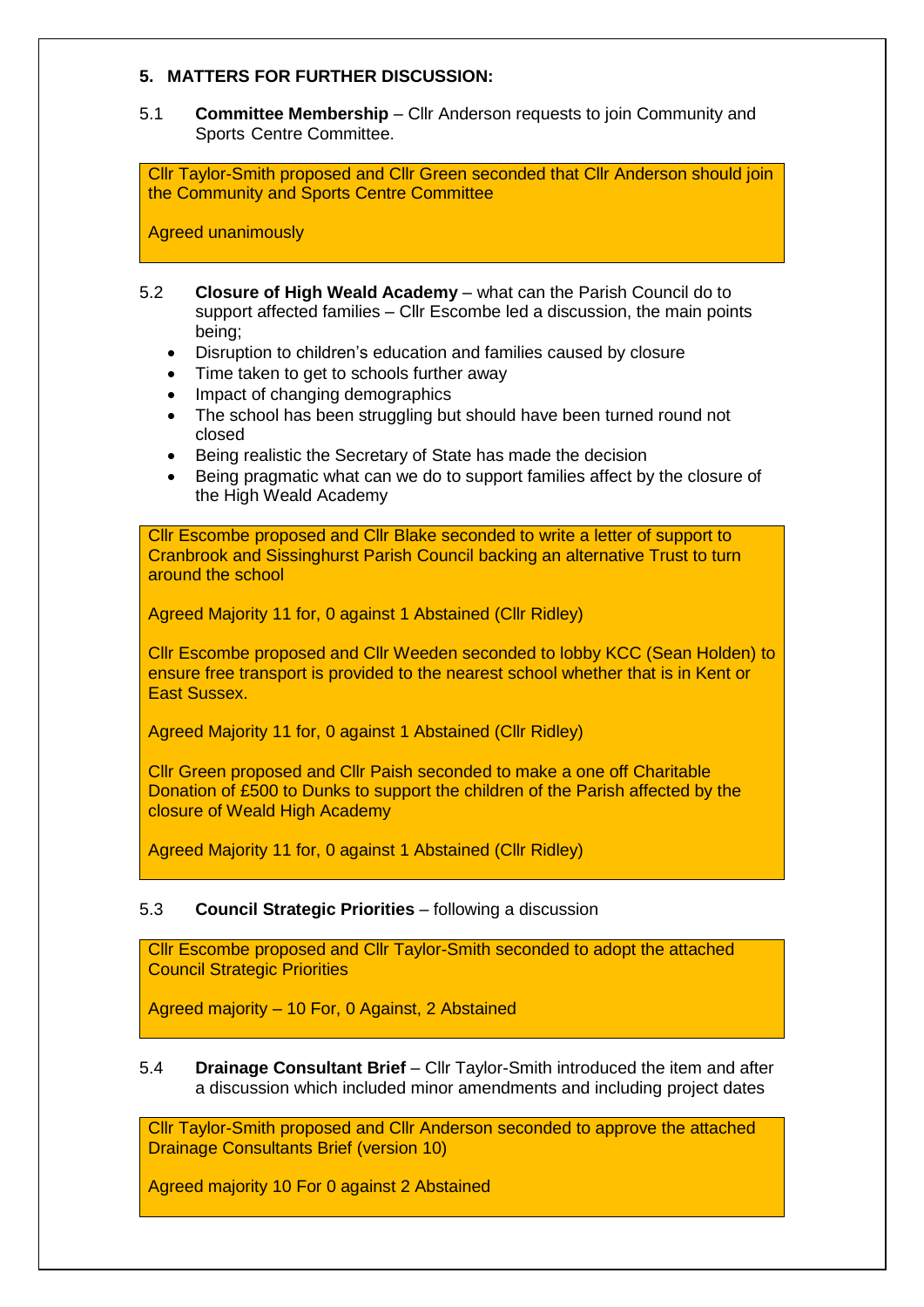### 5. MATTERS FOR FURTHER DISCUSSION:

5.1 **Committee Membership** – Cllr Anderson requests to join Community and Sports Centre Committee.

Cllr Taylor-Smith proposed and Cllr Green seconded that Cllr Anderson should join the Community and Sports Centre Committee

Agreed unanimously

5.2 **Closure of High Weald Academy** – what can the Parish Council do to support affected families – Cllr Escombe led a discussion, the main points being;

- Disruption to children's education and families caused by closure
- Time taken to get to schools further away
- Impact of changing demographics
- The school has been struggling but should have been turned round not closed
- Being realistic the Secretary of State has made the decision
- Being pragmatic what can we do to support families affect by the closure of the High Weald Academy

Cllr Escombe proposed and Cllr Blake seconded to write a letter of support to Cranbrook and Sissinghurst Parish Council backing an alternative Trust to turn around the school

Agreed Majority 11 for, 0 against 1 Abstained (Cllr Ridley)

Cllr Escombe proposed and Cllr Weeden seconded to lobby KCC (Sean Holden) to ensure free transport is provided to the nearest school whether that is in Kent or East Sussex.

Agreed Majority 11 for, 0 against 1 Abstained (Cllr Ridley)

Cllr Green proposed and Cllr Paish seconded to make a one off Charitable Donation of £500 to Dunks to support the children of the Parish affected by the closure of Weald High Academy

Agreed Majority 11 for, 0 against 1 Abstained (Cllr Ridley)

5.3 **Council Strategic Priorities** – following a discussion

Cllr Escombe proposed and Cllr Taylor-Smith seconded to adopt the attached Council Strategic Priorities

Agreed majority – 10 For, 0 Against, 2 Abstained

5.4 **Drainage Consultant Brief** – Cllr Taylor-Smith introduced the item and after a discussion which included minor amendments and including project dates

Cllr Taylor-Smith proposed and Cllr Anderson seconded to approve the attached Drainage Consultants Brief (version 10)

Agreed majority 10 For 0 against 2 Abstained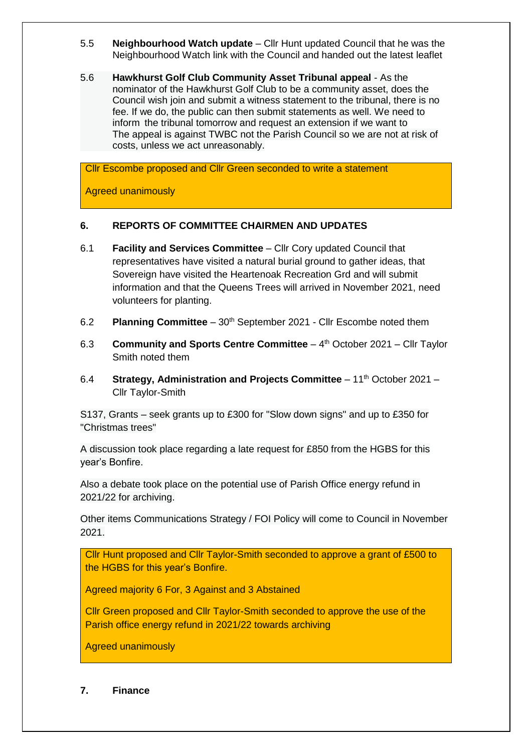5.5 **Neighbourhood Watch update** – Cllr Hunt updated Council that he was the Neighbourhood Watch link with the Council and handed out the latest leaflet

5.6 **Hawkhurst Golf Club Community Asset Tribunal appeal** - As the nominator of the Hawkhurst Golf Club to be a community asset, does the Council wish join and submit a witness statement to the tribunal, there is no fee. If we do, the public can then submit statements as well. We need to inform the tribunal tomorrow and request an extension if we want to The appeal is against TWBC not the Parish Council so we are not at risk of costs, unless we act unreasonably.

> Cllr Escombe proposed and Cllr Green seconded to write a statement
>
> Agreed unanimously

**6. REPORTS OF COMMITTEE CHAIRMEN AND UPDATES**

6.1 **Facility and Services Committee** – Cllr Cory updated Council that representatives have visited a natural burial ground to gather ideas, that Sovereign have visited the Heartenoak Recreation Grd and will submit information and that the Queens Trees will arrived in November 2021, need volunteers for planting.

6.2 **Planning Committee** – 30th September 2021 - Cllr Escombe noted them

6.3 **Community and Sports Centre Committee** – 4th October 2021 – Cllr Taylor Smith noted them

6.4 **Strategy, Administration and Projects Committee** – 11th October 2021 – Cllr Taylor-Smith

S137, Grants – seek grants up to £300 for "Slow down signs" and up to £350 for "Christmas trees"

A discussion took place regarding a late request for £850 from the HGBS for this year's Bonfire.

Also a debate took place on the potential use of Parish Office energy refund in 2021/22 for archiving.

Other items Communications Strategy / FOI Policy will come to Council in November 2021.

> Cllr Hunt proposed and Cllr Taylor-Smith seconded to approve a grant of £500 to the HGBS for this year's Bonfire.
>
> Agreed majority 6 For, 3 Against and 3 Abstained
>
> Cllr Green proposed and Cllr Taylor-Smith seconded to approve the use of the Parish office energy refund in 2021/22 towards archiving
>
> Agreed unanimously

**7. Finance**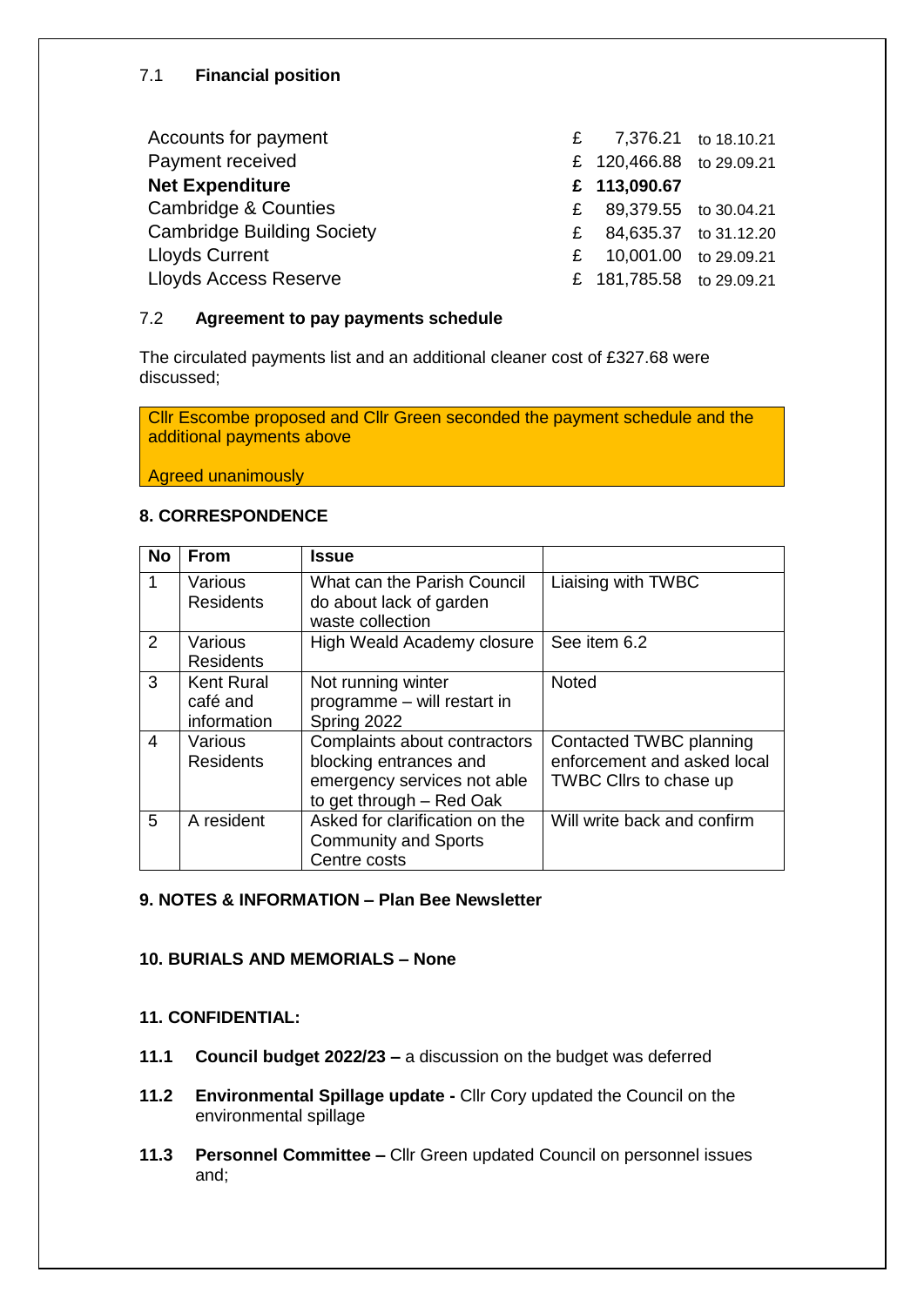7.1 **Financial position**

| | | | |
|---|---|---|---|
| Accounts for payment | £ | 7,376.21 | to 18.10.21 |
| Payment received | £ | 120,466.88 | to 29.09.21 |
| **Net Expenditure** | **£** | **113,090.67** | |
| Cambridge & Counties | £ | 89,379.55 | to 30.04.21 |
| Cambridge Building Society | £ | 84,635.37 | to 31.12.20 |
| Lloyds Current | £ | 10,001.00 | to 29.09.21 |
| Lloyds Access Reserve | £ | 181,785.58 | to 29.09.21 |

7.2 **Agreement to pay payments schedule**

The circulated payments list and an additional cleaner cost of £327.68 were discussed;

Cllr Escombe proposed and Cllr Green seconded the payment schedule and the additional payments above

Agreed unanimously

**8. CORRESPONDENCE**

| No | From | Issue | |
|---|---|---|---|
| 1 | Various Residents | What can the Parish Council do about lack of garden waste collection | Liaising with TWBC |
| 2 | Various Residents | High Weald Academy closure | See item 6.2 |
| 3 | Kent Rural café and information | Not running winter programme – will restart in Spring 2022 | Noted |
| 4 | Various Residents | Complaints about contractors blocking entrances and emergency services not able to get through – Red Oak | Contacted TWBC planning enforcement and asked local TWBC Cllrs to chase up |
| 5 | A resident | Asked for clarification on the Community and Sports Centre costs | Will write back and confirm |

**9. NOTES & INFORMATION – Plan Bee Newsletter**

**10. BURIALS AND MEMORIALS – None**

**11. CONFIDENTIAL:**

**11.1 Council budget 2022/23 –** a discussion on the budget was deferred

**11.2 Environmental Spillage update -** Cllr Cory updated the Council on the environmental spillage

**11.3 Personnel Committee –** Cllr Green updated Council on personnel issues and;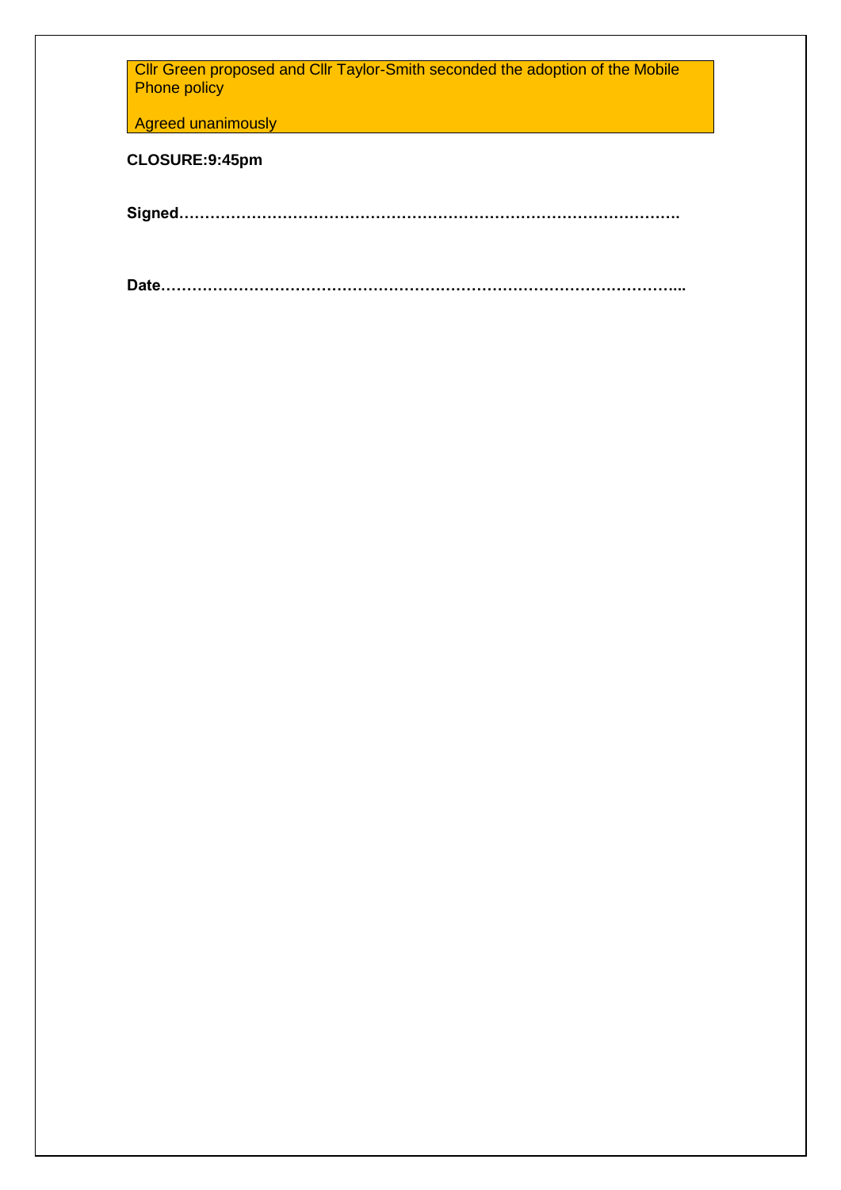Cllr Green proposed and Cllr Taylor-Smith seconded the adoption of the Mobile Phone policy

Agreed unanimously

**CLOSURE:9:45pm**

**Signed…………………………………………………………………………………….**

**Date………………………………………………………………………………………...**